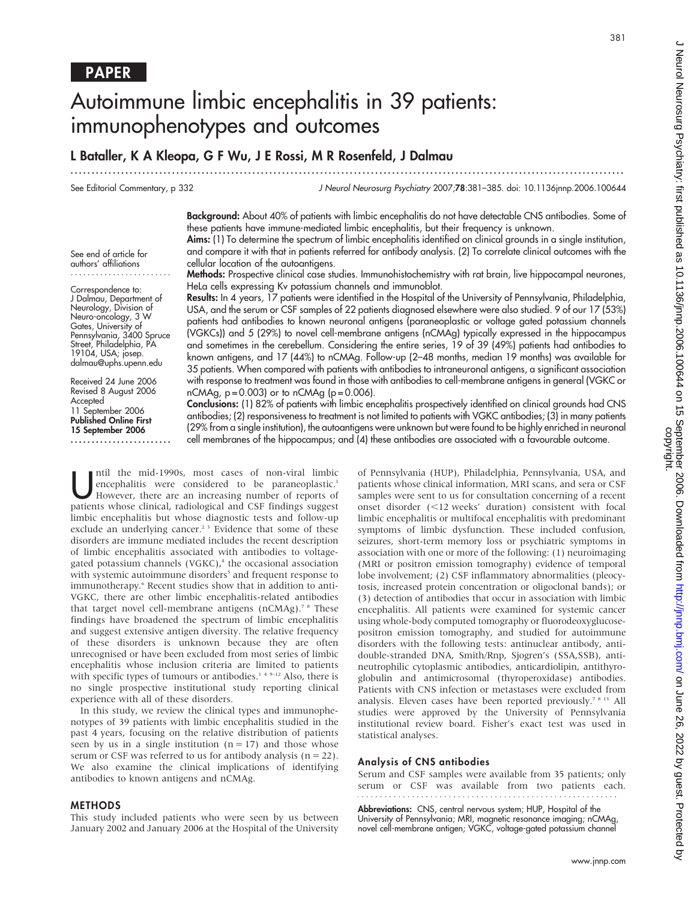PAPER

# Autoimmune limbic encephalitis in 39 patients: immunophenotypes and outcomes

**L Bataller, K A Kleopa, G F Wu, J E Rossi, M R Rosenfeld, J Dalmau**

See Editorial Commentary, p 332

See end of article for authors' affiliations

Correspondence to: J Dalmau, Department of Neurology, Division of Neuro-oncology, 3 W Gates, University of Pennsylvania, 3400 Spruce Street, Philadelphia, PA 19104, USA; josep.dalmau@uphs.upenn.edu

Received 24 June 2006
Revised 8 August 2006
Accepted 11 September 2006
**Published Online First 15 September 2006**

**Background:** About 40% of patients with limbic encephalitis do not have detectable CNS antibodies. Some of these patients have immune-mediated limbic encephalitis, but their frequency is unknown.

**Aims:** (1) To determine the spectrum of limbic encephalitis identified on clinical grounds in a single institution, and compare it with that in patients referred for antibody analysis. (2) To correlate clinical outcomes with the cellular location of the autoantigens.

**Methods:** Prospective clinical case studies. Immunohistochemistry with rat brain, live hippocampal neurones, HeLa cells expressing Kv potassium channels and immunoblot.

**Results:** In 4 years, 17 patients were identified in the Hospital of the University of Pennsylvania, Philadelphia, USA, and the serum or CSF samples of 22 patients diagnosed elsewhere were also studied. 9 of our 17 (53%) patients had antibodies to known neuronal antigens (paraneoplastic or voltage gated potassium channels (VGKCs)) and 5 (29%) to novel cell-membrane antigens (nCMAg) typically expressed in the hippocampus and sometimes in the cerebellum. Considering the entire series, 19 of 39 (49%) patients had antibodies to known antigens, and 17 (44%) to nCMAg. Follow-up (2–48 months, median 19 months) was available for 35 patients. When compared with patients with antibodies to intraneuronal antigens, a significant association with response to treatment was found in those with antibodies to cell-membrane antigens in general (VGKC or nCMAg, p = 0.003) or to nCMAg (p = 0.006).

**Conclusions:** (1) 82% of patients with limbic encephalitis prospectively identified on clinical grounds had CNS antibodies; (2) responsiveness to treatment is not limited to patients with VGKC antibodies; (3) in many patients (29% from a single institution), the autoantigens were unknown but were found to be highly enriched in neuronal cell membranes of the hippocampus; and (4) these antibodies are associated with a favourable outcome.

Until the mid-1990s, most cases of non-viral limbic encephalitis were considered to be paraneoplastic.[1] However, there are an increasing number of reports of patients whose clinical, radiological and CSF findings suggest limbic encephalitis but whose diagnostic tests and follow-up exclude an underlying cancer.[2 3] Evidence that some of these disorders are immune mediated includes the recent description of limbic encephalitis associated with antibodies to voltage-gated potassium channels (VGKC),[4] the occasional association with systemic autoimmune disorders[5] and frequent response to immunotherapy.[6] Recent studies show that in addition to anti-VGKC, there are other limbic encephalitis-related antibodies that target novel cell-membrane antigens (nCMAg).[7 8] These findings have broadened the spectrum of limbic encephalitis and suggest extensive antigen diversity. The relative frequency of these disorders is unknown because they are often unrecognised or have been excluded from most series of limbic encephalitis whose inclusion criteria are limited to patients with specific types of tumours or antibodies.[1 4 9–12] Also, there is no single prospective institutional study reporting clinical experience with all of these disorders.

In this study, we review the clinical types and immunophenotypes of 39 patients with limbic encephalitis studied in the past 4 years, focusing on the relative distribution of patients seen by us in a single institution (n = 17) and those whose serum or CSF was referred to us for antibody analysis (n = 22). We also examine the clinical implications of identifying antibodies to known antigens and nCMAg.

## METHODS

This study included patients who were seen by us between January 2002 and January 2006 at the Hospital of the University of Pennsylvania (HUP), Philadelphia, Pennsylvania, USA, and patients whose clinical information, MRI scans, and sera or CSF samples were sent to us for consultation concerning of a recent onset disorder (<12 weeks' duration) consistent with focal limbic encephalitis or multifocal encephalitis with predominant symptoms of limbic dysfunction. These included confusion, seizures, short-term memory loss or psychiatric symptoms in association with one or more of the following: (1) neuroimaging (MRI or positron emission tomography) evidence of temporal lobe involvement; (2) CSF inflammatory abnormalities (pleocytosis, increased protein concentration or oligoclonal bands); or (3) detection of antibodies that occur in association with limbic encephalitis. All patients were examined for systemic cancer using whole-body computed tomography or fluorodeoxyglucose-positron emission tomography, and studied for autoimmune disorders with the following tests: antinuclear antibody, anti-double-stranded DNA, Smith/Rnp, Sjogren's (SSA,SSB), anti-neutrophilic cytoplasmic antibodies, anticardiolipin, antithyroglobulin and antimicrosomal (thyroperoxidase) antibodies. Patients with CNS infection or metastases were excluded from analysis. Eleven cases have been reported previously.[7 8 13] All studies were approved by the University of Pennsylvania institutional review board. Fisher's exact test was used in statistical analyses.

### Analysis of CNS antibodies

Serum and CSF samples were available from 35 patients; only serum or CSF was available from two patients each.

**Abbreviations:** CNS, central nervous system; HUP, Hospital of the University of Pennsylvania; MRI, magnetic resonance imaging; nCMAg, novel cell-membrane antigen; VGKC, voltage-gated potassium channel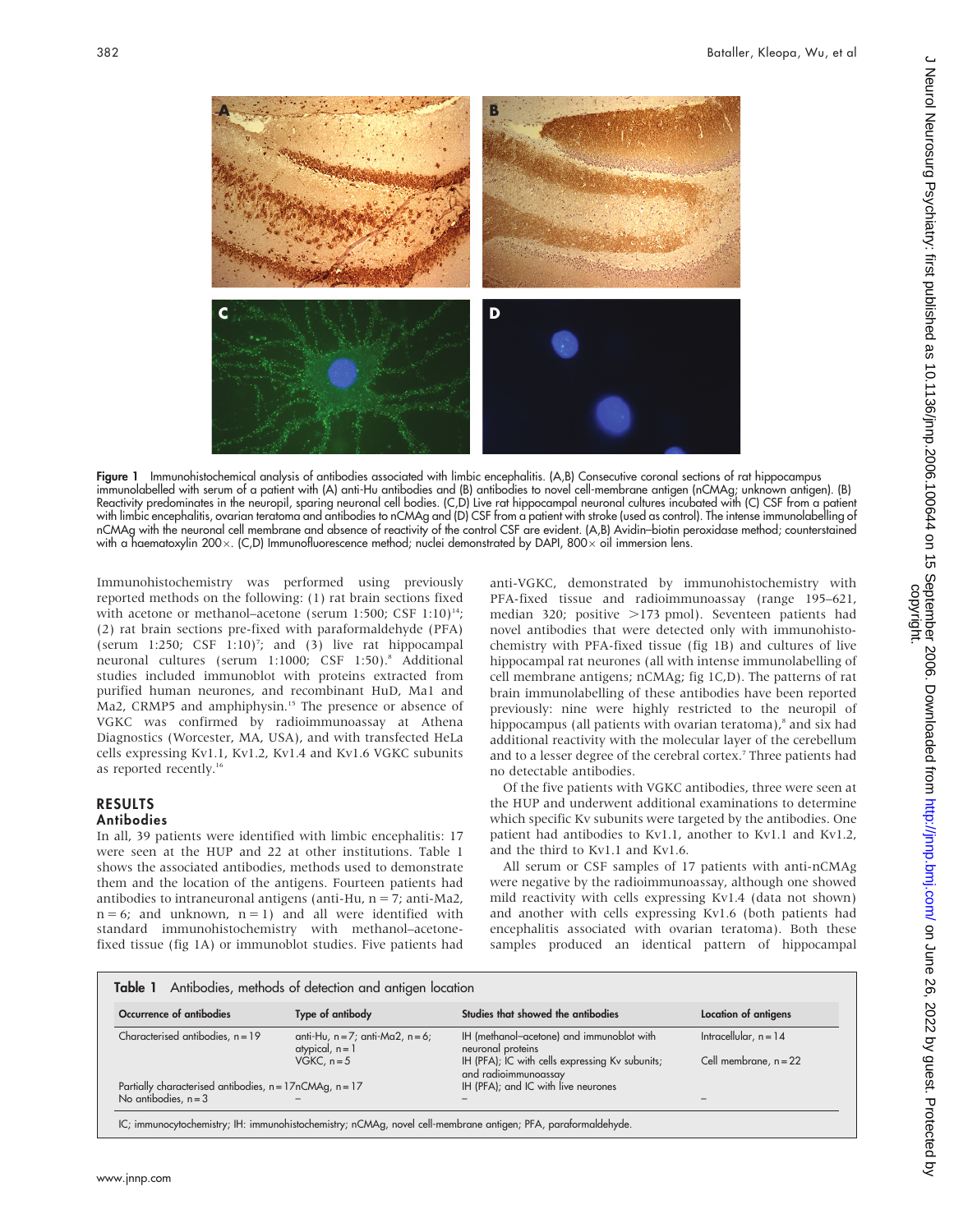Figure 1 Immunohistochemical analysis of antibodies associated with limbic encephalitis. (A,B) Consecutive coronal sections of rat hippocampus immunolabelled with serum of a patient with (A) anti-Hu antibodies and (B) antibodies to novel cell-membrane antigen (nCMAg; unknown antigen). (B) Reactivity predominates in the neuropil, sparing neuronal cell bodies. (C,D) Live rat hippocampal neuronal cultures incubated with (C) CSF from a patient with limbic encephalitis, ovarian teratoma and antibodies to nCMAg and (D) CSF from a patient with stroke (used as control). The intense immunolabelling of nCMAg with the neuronal cell membrane and absence of reactivity of the control CSF are evident. (A,B) Avidin–biotin peroxidase method; counterstained with a haematoxylin 200×. (C,D) Immunofluorescence method; nuclei demonstrated by DAPI, 800× oil immersion lens.

Immunohistochemistry was performed using previously reported methods on the following: (1) rat brain sections fixed with acetone or methanol–acetone (serum 1:500; CSF 1:10)[14]; (2) rat brain sections pre-fixed with paraformaldehyde (PFA) (serum 1:250; CSF 1:10)[7]; and (3) live rat hippocampal neuronal cultures (serum 1:1000; CSF 1:50).[8] Additional studies included immunoblot with proteins extracted from purified human neurones, and recombinant HuD, Ma1 and Ma2, CRMP5 and amphiphysin.[15] The presence or absence of VGKC was confirmed by radioimmunoassay at Athena Diagnostics (Worcester, MA, USA), and with transfected HeLa cells expressing Kv1.1, Kv1.2, Kv1.4 and Kv1.6 VGKC subunits as reported recently.[16]

## RESULTS

### Antibodies

In all, 39 patients were identified with limbic encephalitis: 17 were seen at the HUP and 22 at other institutions. Table 1 shows the associated antibodies, methods used to demonstrate them and the location of the antigens. Fourteen patients had antibodies to intraneuronal antigens (anti-Hu, n = 7; anti-Ma2, n = 6; and unknown, n = 1) and all were identified with standard immunohistochemistry with methanol–acetone-fixed tissue (fig 1A) or immunoblot studies. Five patients had anti-VGKC, demonstrated by immunohistochemistry with PFA-fixed tissue and radioimmunoassay (range 195–621, median 320; positive >173 pmol). Seventeen patients had novel antibodies that were detected only with immunohistochemistry with PFA-fixed tissue (fig 1B) and cultures of live hippocampal rat neurones (all with intense immunolabelling of cell membrane antigens; nCMAg; fig 1C,D). The patterns of rat brain immunolabelling of these antibodies have been reported previously: nine were highly restricted to the neuropil of hippocampus (all patients with ovarian teratoma),[8] and six had additional reactivity with the molecular layer of the cerebellum and to a lesser degree of the cerebral cortex.[7] Three patients had no detectable antibodies.

Of the five patients with VGKC antibodies, three were seen at the HUP and underwent additional examinations to determine which specific Kv subunits were targeted by the antibodies. One patient had antibodies to Kv1.1, another to Kv1.1 and Kv1.2, and the third to Kv1.1 and Kv1.6.

All serum or CSF samples of 17 patients with anti-nCMAg were negative by the radioimmunoassay, although one showed mild reactivity with cells expressing Kv1.4 (data not shown) and another with cells expressing Kv1.6 (both patients had encephalitis associated with ovarian teratoma). Both these samples produced an identical pattern of hippocampal

Table 1 Antibodies, methods of detection and antigen location

| Occurrence of antibodies | Type of antibody | Studies that showed the antibodies | Location of antigens |
|---|---|---|---|
| Characterised antibodies, n = 19 | anti-Hu, n = 7; anti-Ma2, n = 6; atypical, n = 1 | IH (methanol–acetone) and immunoblot with neuronal proteins | Intracellular, n = 14 |
| | VGKC, n = 5 | IH (PFA); IC with cells expressing Kv subunits; and radioimmunoassay | Cell membrane, n = 22 |
| Partially characterised antibodies, n = 17 | nCMAg, n = 17 | IH (PFA); and IC with live neurones | |
| No antibodies, n = 3 | – | – | – |

IC; immunocytochemistry; IH: immunohistochemistry; nCMAg, novel cell-membrane antigen; PFA, paraformaldehyde.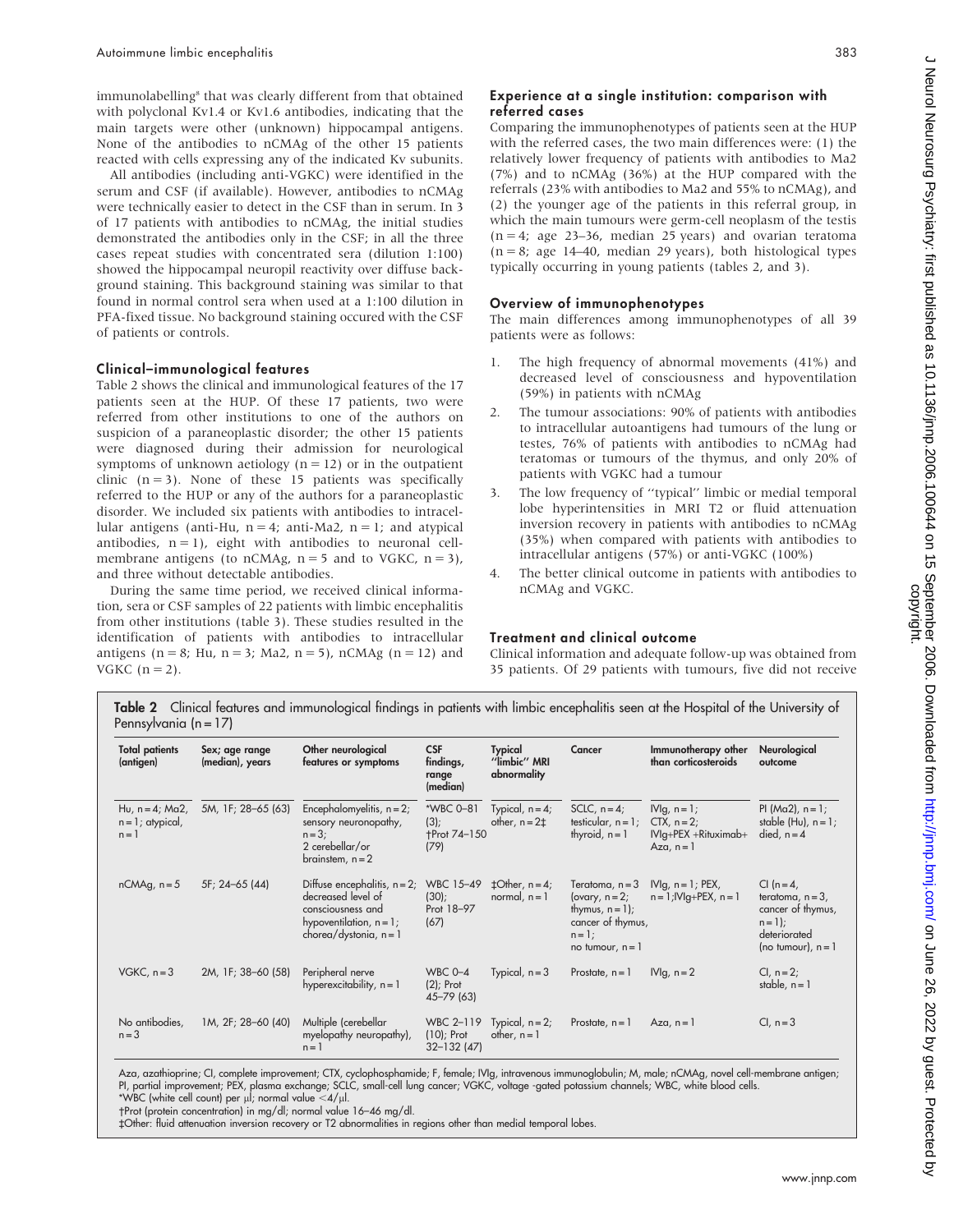immunolabelling[8] that was clearly different from that obtained with polyclonal Kv1.4 or Kv1.6 antibodies, indicating that the main targets were other (unknown) hippocampal antigens. None of the antibodies to nCMAg of the other 15 patients reacted with cells expressing any of the indicated Kv subunits.

All antibodies (including anti-VGKC) were identified in the serum and CSF (if available). However, antibodies to nCMAg were technically easier to detect in the CSF than in serum. In 3 of 17 patients with antibodies to nCMAg, the initial studies demonstrated the antibodies only in the CSF; in all the three cases repeat studies with concentrated sera (dilution 1:100) showed the hippocampal neuropil reactivity over diffuse background staining. This background staining was similar to that found in normal control sera when used at a 1:100 dilution in PFA-fixed tissue. No background staining occured with the CSF of patients or controls.

### Clinical–immunological features

Table 2 shows the clinical and immunological features of the 17 patients seen at the HUP. Of these 17 patients, two were referred from other institutions to one of the authors on suspicion of a paraneoplastic disorder; the other 15 patients were diagnosed during their admission for neurological symptoms of unknown aetiology (n = 12) or in the outpatient clinic (n = 3). None of these 15 patients was specifically referred to the HUP or any of the authors for a paraneoplastic disorder. We included six patients with antibodies to intracellular antigens (anti-Hu, n = 4; anti-Ma2, n = 1; and atypical antibodies, n = 1), eight with antibodies to neuronal cell-membrane antigens (to nCMAg, n = 5 and to VGKC, n = 3), and three without detectable antibodies.

During the same time period, we received clinical information, sera or CSF samples of 22 patients with limbic encephalitis from other institutions (table 3). These studies resulted in the identification of patients with antibodies to intracellular antigens (n = 8; Hu, n = 3; Ma2, n = 5), nCMAg (n = 12) and VGKC (n = 2).

### Experience at a single institution: comparison with referred cases

Comparing the immunophenotypes of patients seen at the HUP with the referred cases, the two main differences were: (1) the relatively lower frequency of patients with antibodies to Ma2 (7%) and to nCMAg (36%) at the HUP compared with the referrals (23% with antibodies to Ma2 and 55% to nCMAg), and (2) the younger age of the patients in this referral group, in which the main tumours were germ-cell neoplasm of the testis (n = 4; age 23–36, median 25 years) and ovarian teratoma (n = 8; age 14–40, median 29 years), both histological types typically occurring in young patients (tables 2, and 3).

### Overview of immunophenotypes

The main differences among immunophenotypes of all 39 patients were as follows:

1. The high frequency of abnormal movements (41%) and decreased level of consciousness and hypoventilation (59%) in patients with nCMAg
2. The tumour associations: 90% of patients with antibodies to intracellular autoantigens had tumours of the lung or testes, 76% of patients with antibodies to nCMAg had teratomas or tumours of the thymus, and only 20% of patients with VGKC had a tumour
3. The low frequency of "typical" limbic or medial temporal lobe hyperintensities in MRI T2 or fluid attenuation inversion recovery in patients with antibodies to nCMAg (35%) when compared with patients with antibodies to intracellular antigens (57%) or anti-VGKC (100%)
4. The better clinical outcome in patients with antibodies to nCMAg and VGKC.

### Treatment and clinical outcome

Clinical information and adequate follow-up was obtained from 35 patients. Of 29 patients with tumours, five did not receive

**Table 2** Clinical features and immunological findings in patients with limbic encephalitis seen at the Hospital of the University of Pennsylvania (n = 17)

| Total patients (antigen) | Sex; age range (median), years | Other neurological features or symptoms | CSF findings, range (median) | Typical "limbic" MRI abnormality | Cancer | Immunotherapy other than corticosteroids | Neurological outcome |
|---|---|---|---|---|---|---|---|
| Hu, n = 4; Ma2, n = 1; atypical, n = 1 | 5M, 1F; 28–65 (63) | Encephalomyelitis, n = 2; sensory neuronopathy, n = 3; 2 cerebellar/or brainstem, n = 2 | *WBC 0–81 (3); †Prot 74–150 (79) | Typical, n = 4; other, n = 2‡ | SCLC, n = 4; testicular, n = 1; thyroid, n = 1 | IVIg, n = 1; CTX, n = 2; IVIg+PEX +Rituximab+ Aza, n = 1 | PI (Ma2), n = 1; stable (Hu), n = 1; died, n = 4 |
| nCMAg, n = 5 | 5F; 24–65 (44) | Diffuse encephalitis, n = 2; decreased level of consciousness and hypoventilation, n = 1; chorea/dystonia, n = 1 | WBC 15–49 (30); Prot 18–97 (67) | ‡Other, n = 4; normal, n = 1 | Teratoma, n = 3 (ovary, n = 2; thymus, n = 1); cancer of thymus, n = 1; no tumour, n = 1 | IVIg, n = 1; PEX, n = 1;IVIg+PEX, n = 1 | CI (n = 4, teratoma, n = 3, cancer of thymus, n = 1); deteriorated (no tumour), n = 1 |
| VGKC, n = 3 | 2M, 1F; 38–60 (58) | Peripheral nerve hyperexcitability, n = 1 | WBC 0–4 (2); Prot 45–79 (63) | Typical, n = 3 | Prostate, n = 1 | IVIg, n = 2 | CI, n = 2; stable, n = 1 |
| No antibodies, n = 3 | 1M, 2F; 28–60 (40) | Multiple (cerebellar myelopathy neuropathy), n = 1 | WBC 2–119 (10); Prot 32–132 (47) | Typical, n = 2; other, n = 1 | Prostate, n = 1 | Aza, n = 1 | CI, n = 3 |

Aza, azathioprine; CI, complete improvement; CTX, cyclophosphamide; F, female; IVIg, intravenous immunoglobulin; M, male; nCMAg, novel cell-membrane antigen; PI, partial improvement; PEX, plasma exchange; SCLC, small-cell lung cancer; VGKC, voltage -gated potassium channels; WBC, white blood cells.
*WBC (white cell count) per μl; normal value <4/μl.
†Prot (protein concentration) in mg/dl; normal value 16–46 mg/dl.
‡Other: fluid attenuation inversion recovery or T2 abnormalities in regions other than medial temporal lobes.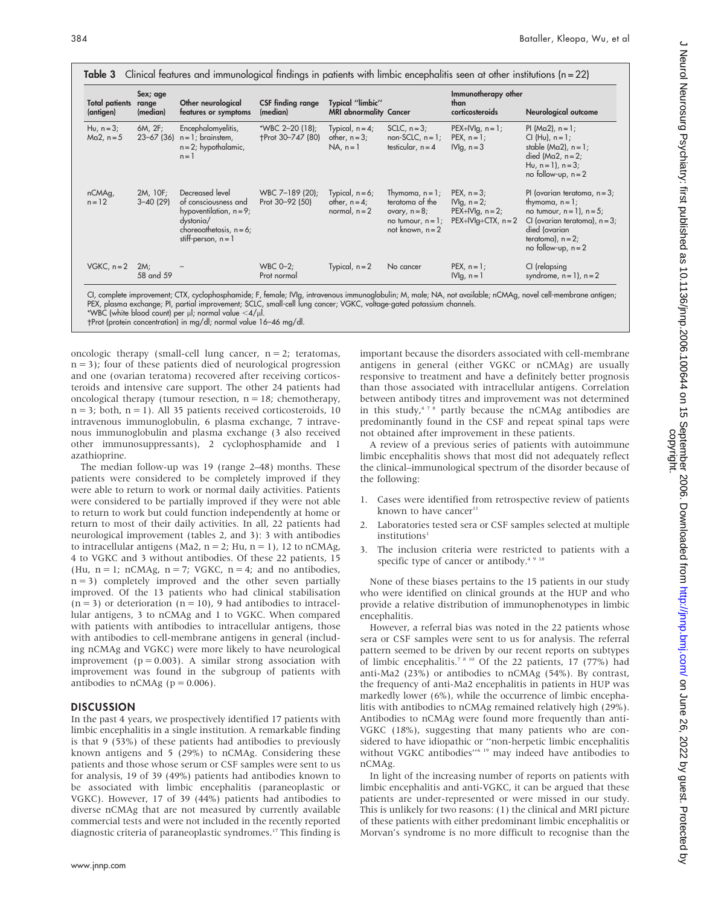**Table 3** Clinical features and immunological findings in patients with limbic encephalitis seen at other institutions (n = 22)

| Total patients (antigen) | Sex; age range (median) | Other neurological features or symptoms | CSF finding range (median) | Typical "limbic" MRI abnormality | Cancer | Immunotherapy other than corticosteroids | Neurological outcome |
|---|---|---|---|---|---|---|---|
| Hu, n = 3; Ma2, n = 5 | 6M, 2F; 23–67 (36) | Encephalomyelitis, n = 1; brainstem, n = 2; hypothalamic, n = 1 | *WBC 2–20 (18); †Prot 30–747 (80) | Typical, n = 4; other, n = 3; NA, n = 1 | SCLC, n = 3; non-SCLC, n = 1; testicular, n = 4 | PEX+IVIg, n = 1; PEX, n = 1; IVIg, n = 3 | PI (Ma2), n = 1; CI (Hu), n = 1; stable (Ma2), n = 1; died (Ma2, n = 2; Hu, n = 1), n = 3; no follow-up, n = 2 |
| nCMAg, n = 12 | 2M, 10F; 3–40 (29) | Decreased level of consciousness and hypoventilation, n = 9; dystonia/ choreoathetosis, n = 6; stiff-person, n = 1 | WBC 7–189 (20); Prot 30–92 (50) | Typical, n = 6; other, n = 4; normal, n = 2 | Thymoma, n = 1; teratoma of the ovary, n = 8; no tumour, n = 1; not known, n = 2 | PEX, n = 3; IVIg, n = 2; PEX+IVIg, n = 2; PEX+IVIg+CTX, n = 2 | PI (ovarian teratoma, n = 3; thymoma, n = 1; no tumour, n = 1), n = 5; CI (ovarian teratoma), n = 3; died (ovarian teratoma), n = 2; no follow-up, n = 2 |
| VGKC, n = 2 | 2M; 58 and 59 | – | WBC 0–2; Prot normal | Typical, n = 2 | No cancer | PEX, n = 1; IVIg, n = 1 | CI (relapsing syndrome, n = 1), n = 2 |

CI, complete improvement; CTX, cyclophosphamide; F, female; IVIg, intravenous immunoglobulin; M, male; NA, not available; nCMAg, novel cell-membrane antigen; PEX, plasma exchange; PI, partial improvement; SCLC, small-cell lung cancer; VGKC, voltage-gated potassium channels.
*WBC (white blood count) per µl; normal value <4/µl.
†Prot (protein concentration) in mg/dl; normal value 16–46 mg/dl.

oncologic therapy (small-cell lung cancer, n = 2; teratomas, n = 3); four of these patients died of neurological progression and one (ovarian teratoma) recovered after receiving corticosteroids and intensive care support. The other 24 patients had oncological therapy (tumour resection, n = 18; chemotherapy, n = 3; both, n = 1). All 35 patients received corticosteroids, 10 intravenous immunoglobulin, 6 plasma exchange, 7 intravenous immunoglobulin and plasma exchange (3 also received other immunosuppressants), 2 cyclophosphamide and 1 azathioprine.

The median follow-up was 19 (range 2–48) months. These patients were considered to be completely improved if they were able to return to work or normal daily activities. Patients were considered to be partially improved if they were not able to return to work but could function independently at home or return to most of their daily activities. In all, 22 patients had neurological improvement (tables 2, and 3): 3 with antibodies to intracellular antigens (Ma2, n = 2; Hu, n = 1), 12 to nCMAg, 4 to VGKC and 3 without antibodies. Of these 22 patients, 15 (Hu, n = 1; nCMAg, n = 7; VGKC, n = 4; and no antibodies, n = 3) completely improved and the other seven partially improved. Of the 13 patients who had clinical stabilisation (n = 3) or deterioration (n = 10), 9 had antibodies to intracellular antigens, 3 to nCMAg and 1 to VGKC. When compared with patients with antibodies to intracellular antigens, those with antibodies to cell-membrane antigens in general (including nCMAg and VGKC) were more likely to have neurological improvement ($p = 0.003$). A similar strong association with improvement was found in the subgroup of patients with antibodies to nCMAg ($p = 0.006$).

## DISCUSSION

In the past 4 years, we prospectively identified 17 patients with limbic encephalitis in a single institution. A remarkable finding is that 9 (53%) of these patients had antibodies to previously known antigens and 5 (29%) to nCMAg. Considering these patients and those whose serum or CSF samples were sent to us for analysis, 19 of 39 (49%) patients had antibodies known to be associated with limbic encephalitis (paraneoplastic or VGKC). However, 17 of 39 (44%) patients had antibodies to diverse nCMAg that are not measured by currently available commercial tests and were not included in the recently reported diagnostic criteria of paraneoplastic syndromes.[17] This finding is important because the disorders associated with cell-membrane antigens in general (either VGKC or nCMAg) are usually responsive to treatment and have a definitely better prognosis than those associated with intracellular antigens. Correlation between antibody titres and improvement was not determined in this study,[4 7 8] partly because the nCMAg antibodies are predominantly found in the CSF and repeat spinal taps were not obtained after improvement in these patients.

A review of a previous series of patients with autoimmune limbic encephalitis shows that most did not adequately reflect the clinical–immunological spectrum of the disorder because of the following:

1. Cases were identified from retrospective review of patients known to have cancer[11]
2. Laboratories tested sera or CSF samples selected at multiple institutions[1]
3. The inclusion criteria were restricted to patients with a specific type of cancer or antibody.[4 9 18]

None of these biases pertains to the 15 patients in our study who were identified on clinical grounds at the HUP and who provide a relative distribution of immunophenotypes in limbic encephalitis.

However, a referral bias was noted in the 22 patients whose sera or CSF samples were sent to us for analysis. The referral pattern seemed to be driven by our recent reports on subtypes of limbic encephalitis.[7 8 10] Of the 22 patients, 17 (77%) had anti-Ma2 (23%) or antibodies to nCMAg (54%). By contrast, the frequency of anti-Ma2 encephalitis in patients in HUP was markedly lower (6%), while the occurrence of limbic encephalitis with antibodies to nCMAg remained relatively high (29%). Antibodies to nCMAg were found more frequently than anti-VGKC (18%), suggesting that many patients who are considered to have idiopathic or "non-herpetic limbic encephalitis without VGKC antibodies"[6 19] may indeed have antibodies to nCMAg.

In light of the increasing number of reports on patients with limbic encephalitis and anti-VGKC, it can be argued that these patients are under-represented or were missed in our study. This is unlikely for two reasons: (1) the clinical and MRI picture of these patients with either predominant limbic encephalitis or Morvan's syndrome is no more difficult to recognise than the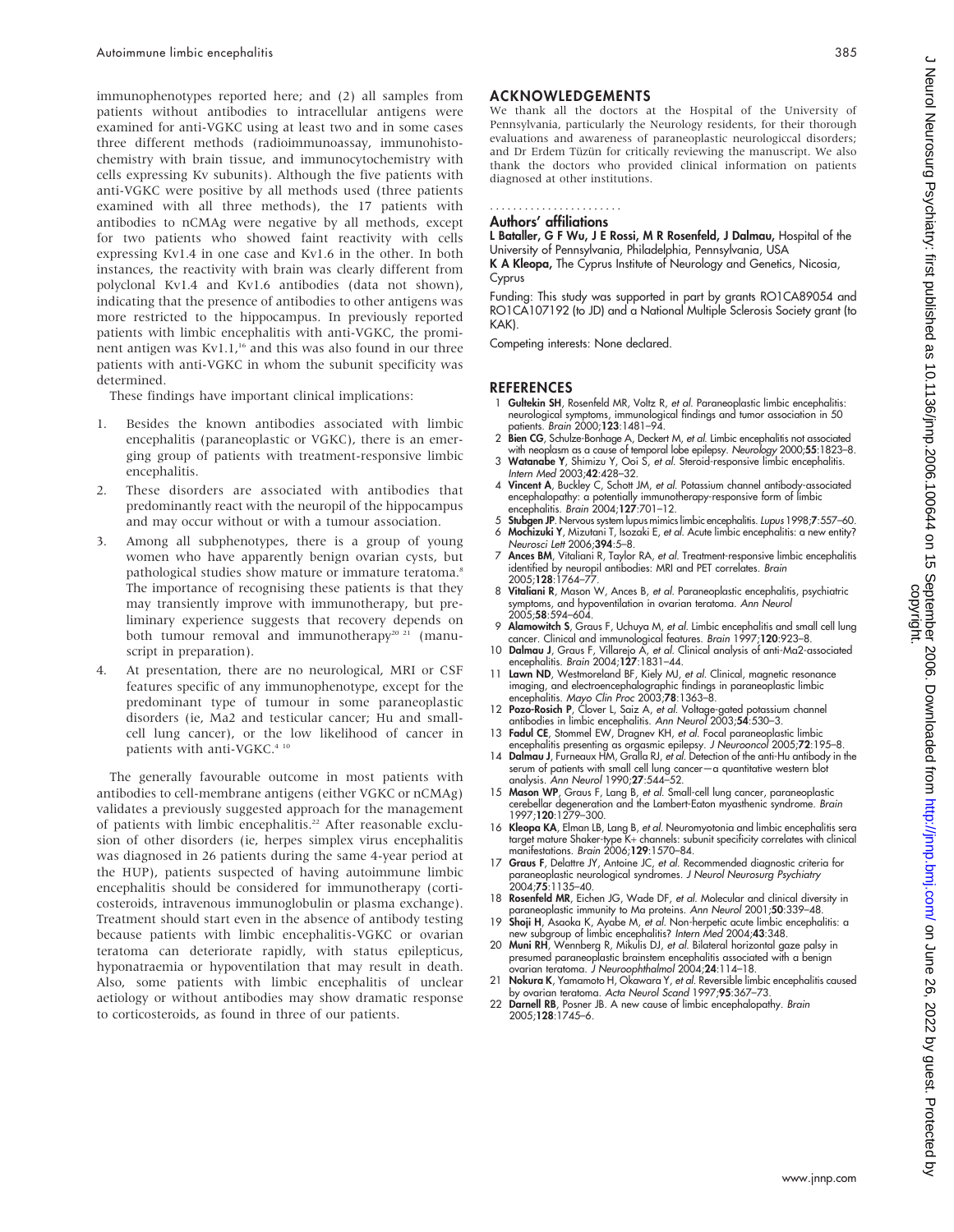immunophenotypes reported here; and (2) all samples from patients without antibodies to intracellular antigens were examined for anti-VGKC using at least two and in some cases three different methods (radioimmunoassay, immunohistochemistry with brain tissue, and immunocytochemistry with cells expressing Kv subunits). Although the five patients with anti-VGKC were positive by all methods used (three patients examined with all three methods), the 17 patients with antibodies to nCMAg were negative by all methods, except for two patients who showed faint reactivity with cells expressing Kv1.4 in one case and Kv1.6 in the other. In both instances, the reactivity with brain was clearly different from polyclonal Kv1.4 and Kv1.6 antibodies (data not shown), indicating that the presence of antibodies to other antigens was more restricted to the hippocampus. In previously reported patients with limbic encephalitis with anti-VGKC, the prominent antigen was Kv1.1,[16] and this was also found in our three patients with anti-VGKC in whom the subunit specificity was determined.

These findings have important clinical implications:

1. Besides the known antibodies associated with limbic encephalitis (paraneoplastic or VGKC), there is an emerging group of patients with treatment-responsive limbic encephalitis.
2. These disorders are associated with antibodies that predominantly react with the neuropil of the hippocampus and may occur without or with a tumour association.
3. Among all subphenotypes, there is a group of young women who have apparently benign ovarian cysts, but pathological studies show mature or immature teratoma.[8] The importance of recognising these patients is that they may transiently improve with immunotherapy, but preliminary experience suggests that recovery depends on both tumour removal and immunotherapy[20 21] (manuscript in preparation).
4. At presentation, there are no neurological, MRI or CSF features specific of any immunophenotype, except for the predominant type of tumour in some paraneoplastic disorders (ie, Ma2 and testicular cancer; Hu and small-cell lung cancer), or the low likelihood of cancer in patients with anti-VGKC.[4 10]

The generally favourable outcome in most patients with antibodies to cell-membrane antigens (either VGKC or nCMAg) validates a previously suggested approach for the management of patients with limbic encephalitis.[22] After reasonable exclusion of other disorders (ie, herpes simplex virus encephalitis was diagnosed in 26 patients during the same 4-year period at the HUP), patients suspected of having autoimmune limbic encephalitis should be considered for immunotherapy (corticosteroids, intravenous immunoglobulin or plasma exchange). Treatment should start even in the absence of antibody testing because patients with limbic encephalitis-VGKC or ovarian teratoma can deteriorate rapidly, with status epilepticus, hyponatraemia or hypoventilation that may result in death. Also, some patients with limbic encephalitis of unclear aetiology or without antibodies may show dramatic response to corticosteroids, as found in three of our patients.

## ACKNOWLEDGEMENTS

We thank all the doctors at the Hospital of the University of Pennsylvania, particularly the Neurology residents, for their thorough evaluations and awareness of paraneoplastic neurologiccal disorders; and Dr Erdem Tüzün for critically reviewing the manuscript. We also thank the doctors who provided clinical information on patients diagnosed at other institutions.

### Authors' affiliations

**L Bataller, G F Wu, J E Rossi, M R Rosenfeld, J Dalmau,** Hospital of the University of Pennsylvania, Philadelphia, Pennsylvania, USA
**K A Kleopa,** The Cyprus Institute of Neurology and Genetics, Nicosia, Cyprus

Funding: This study was supported in part by grants RO1CA89054 and RO1CA107192 (to JD) and a National Multiple Sclerosis Society grant (to KAK).

Competing interests: None declared.

## REFERENCES

1. **Gultekin SH**, Rosenfeld MR, Voltz R, *et al*. Paraneoplastic limbic encephalitis: neurological symptoms, immunological findings and tumor association in 50 patients. *Brain* 2000;**123**:1481–94.
2. **Bien CG**, Schulze-Bonhage A, Deckert M, *et al*. Limbic encephalitis not associated with neoplasm as a cause of temporal lobe epilepsy. *Neurology* 2000;**55**:1823–8.
3. **Watanabe Y**, Shimizu Y, Ooi S, *et al*. Steroid-responsive limbic encephalitis. *Intern Med* 2003;**42**:428–32.
4. **Vincent A**, Buckley C, Schott JM, *et al*. Potassium channel antibody-associated encephalopathy: a potentially immunotherapy-responsive form of limbic encephalitis. *Brain* 2004;**127**:701–12.
5. **Stubgen JP**. Nervous system lupus mimics limbic encephalitis. *Lupus* 1998;**7**:557–60.
6. **Mochizuki Y**, Mizutani T, Isozaki E, *et al*. Acute limbic encephalitis: a new entity? *Neurosci Lett* 2006;**394**:5–8.
7. **Ances BM**, Vitaliani R, Taylor RA, *et al*. Treatment-responsive limbic encephalitis identified by neuropil antibodies: MRI and PET correlates. *Brain* 2005;**128**:1764–77.
8. **Vitaliani R**, Mason W, Ances B, *et al*. Paraneoplastic encephalitis, psychiatric symptoms, and hypoventilation in ovarian teratoma. *Ann Neurol* 2005;**58**:594–604.
9. **Alamowitch S**, Graus F, Uchuya M, *et al*. Limbic encephalitis and small cell lung cancer. Clinical and immunological features. *Brain* 1997;**120**:923–8.
10. **Dalmau J**, Graus F, Villarejo A, *et al*. Clinical analysis of anti-Ma2-associated encephalitis. *Brain* 2004;**127**:1831–44.
11. **Lawn ND**, Westmoreland BF, Kiely MJ, *et al*. Clinical, magnetic resonance imaging, and electroencephalographic findings in paraneoplastic limbic encephalitis. *Mayo Clin Proc* 2003;**78**:1363–8.
12. **Pozo-Rosich P**, Clover L, Saiz A, *et al*. Voltage-gated potassium channel antibodies in limbic encephalitis. *Ann Neurol* 2003;**54**:530–3.
13. **Fadul CE**, Stommel EW, Dragnev KH, *et al*. Focal paraneoplastic limbic encephalitis presenting as orgasmic epilepsy. *J Neurooncol* 2005;**72**:195–8.
14. **Dalmau J**, Furneaux HM, Gralla RJ, *et al*. Detection of the anti-Hu antibody in the serum of patients with small cell lung cancer—a quantitative western blot analysis. *Ann Neurol* 1990;**27**:544–52.
15. **Mason WP**, Graus F, Lang B, *et al*. Small-cell lung cancer, paraneoplastic cerebellar degeneration and the Lambert-Eaton myasthenic syndrome. *Brain* 1997;**120**:1279–300.
16. **Kleopa KA**, Elman LB, Lang B, *et al*. Neuromyotonia and limbic encephalitis sera target mature Shaker-type K+ channels: subunit specificity correlates with clinical manifestations. *Brain* 2006;**129**:1570–84.
17. **Graus F**, Delattre JY, Antoine JC, *et al*. Recommended diagnostic criteria for paraneoplastic neurological syndromes. *J Neurol Neurosurg Psychiatry* 2004;**75**:1135–40.
18. **Rosenfeld MR**, Eichen JG, Wade DF, *et al*. Molecular and clinical diversity in paraneoplastic immunity to Ma proteins. *Ann Neurol* 2001;**50**:339–48.
19. **Shoji H**, Asaoka K, Ayabe M, *et al*. Non-herpetic acute limbic encephalitis: a new subgroup of limbic encephalitis? *Intern Med* 2004;**43**:348.
20. **Muni RH**, Wennberg R, Mikulis DJ, *et al*. Bilateral horizontal gaze palsy in presumed paraneoplastic brainstem encephalitis associated with a benign ovarian teratoma. *J Neuroophthalmol* 2004;**24**:114–18.
21. **Nokura K**, Yamamoto H, Okawara Y, *et al*. Reversible limbic encephalitis caused by ovarian teratoma. *Acta Neurol Scand* 1997;**95**:367–73.
22. **Darnell RB**, Posner JB. A new cause of limbic encephalopathy. *Brain* 2005;**128**:1745–6.